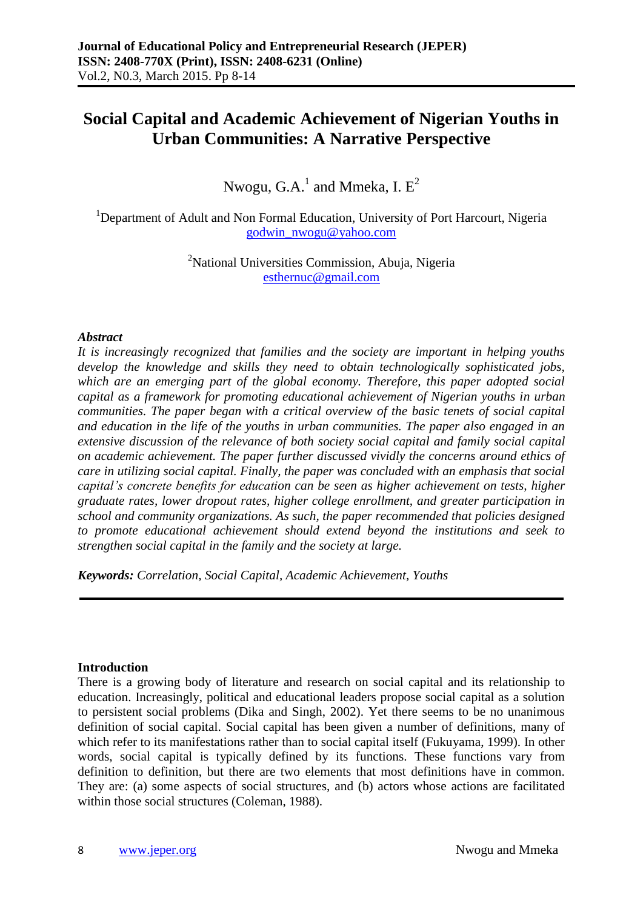# Social Capital and Academic Achievement of Nigerian Youths in Urban Communities: A Narrative Perspective

Nwogu, G.A.[1] and Mmeka, I. E[2]

[1]Department of Adult and Non Formal Education, University of Port Harcourt, Nigeria
godwin_nwogu@yahoo.com

[2]National Universities Commission, Abuja, Nigeria
esthernuc@gmail.com

***Abstract***

*It is increasingly recognized that families and the society are important in helping youths develop the knowledge and skills they need to obtain technologically sophisticated jobs, which are an emerging part of the global economy. Therefore, this paper adopted social capital as a framework for promoting educational achievement of Nigerian youths in urban communities. The paper began with a critical overview of the basic tenets of social capital and education in the life of the youths in urban communities. The paper also engaged in an extensive discussion of the relevance of both society social capital and family social capital on academic achievement. The paper further discussed vividly the concerns around ethics of care in utilizing social capital. Finally, the paper was concluded with an emphasis that social capital's concrete benefits for education can be seen as higher achievement on tests, higher graduate rates, lower dropout rates, higher college enrollment, and greater participation in school and community organizations. As such, the paper recommended that policies designed to promote educational achievement should extend beyond the institutions and seek to strengthen social capital in the family and the society at large.*

***Keywords:*** *Correlation, Social Capital, Academic Achievement, Youths*

## Introduction

There is a growing body of literature and research on social capital and its relationship to education. Increasingly, political and educational leaders propose social capital as a solution to persistent social problems (Dika and Singh, 2002). Yet there seems to be no unanimous definition of social capital. Social capital has been given a number of definitions, many of which refer to its manifestations rather than to social capital itself (Fukuyama, 1999). In other words, social capital is typically defined by its functions. These functions vary from definition to definition, but there are two elements that most definitions have in common. They are: (a) some aspects of social structures, and (b) actors whose actions are facilitated within those social structures (Coleman, 1988).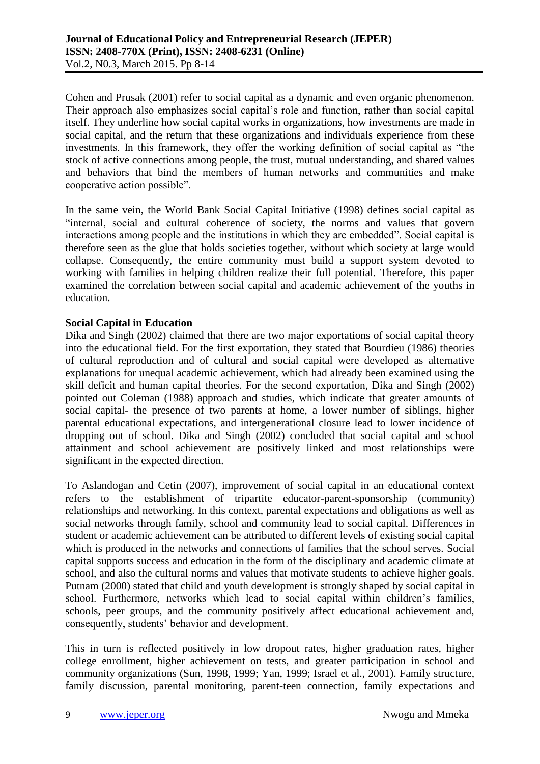Cohen and Prusak (2001) refer to social capital as a dynamic and even organic phenomenon. Their approach also emphasizes social capital's role and function, rather than social capital itself. They underline how social capital works in organizations, how investments are made in social capital, and the return that these organizations and individuals experience from these investments. In this framework, they offer the working definition of social capital as "the stock of active connections among people, the trust, mutual understanding, and shared values and behaviors that bind the members of human networks and communities and make cooperative action possible".

In the same vein, the World Bank Social Capital Initiative (1998) defines social capital as "internal, social and cultural coherence of society, the norms and values that govern interactions among people and the institutions in which they are embedded". Social capital is therefore seen as the glue that holds societies together, without which society at large would collapse. Consequently, the entire community must build a support system devoted to working with families in helping children realize their full potential. Therefore, this paper examined the correlation between social capital and academic achievement of the youths in education.

**Social Capital in Education**

Dika and Singh (2002) claimed that there are two major exportations of social capital theory into the educational field. For the first exportation, they stated that Bourdieu (1986) theories of cultural reproduction and of cultural and social capital were developed as alternative explanations for unequal academic achievement, which had already been examined using the skill deficit and human capital theories. For the second exportation, Dika and Singh (2002) pointed out Coleman (1988) approach and studies, which indicate that greater amounts of social capital- the presence of two parents at home, a lower number of siblings, higher parental educational expectations, and intergenerational closure lead to lower incidence of dropping out of school. Dika and Singh (2002) concluded that social capital and school attainment and school achievement are positively linked and most relationships were significant in the expected direction.

To Aslandogan and Cetin (2007), improvement of social capital in an educational context refers to the establishment of tripartite educator-parent-sponsorship (community) relationships and networking. In this context, parental expectations and obligations as well as social networks through family, school and community lead to social capital. Differences in student or academic achievement can be attributed to different levels of existing social capital which is produced in the networks and connections of families that the school serves. Social capital supports success and education in the form of the disciplinary and academic climate at school, and also the cultural norms and values that motivate students to achieve higher goals. Putnam (2000) stated that child and youth development is strongly shaped by social capital in school. Furthermore, networks which lead to social capital within children's families, schools, peer groups, and the community positively affect educational achievement and, consequently, students' behavior and development.

This in turn is reflected positively in low dropout rates, higher graduation rates, higher college enrollment, higher achievement on tests, and greater participation in school and community organizations (Sun, 1998, 1999; Yan, 1999; Israel et al., 2001). Family structure, family discussion, parental monitoring, parent-teen connection, family expectations and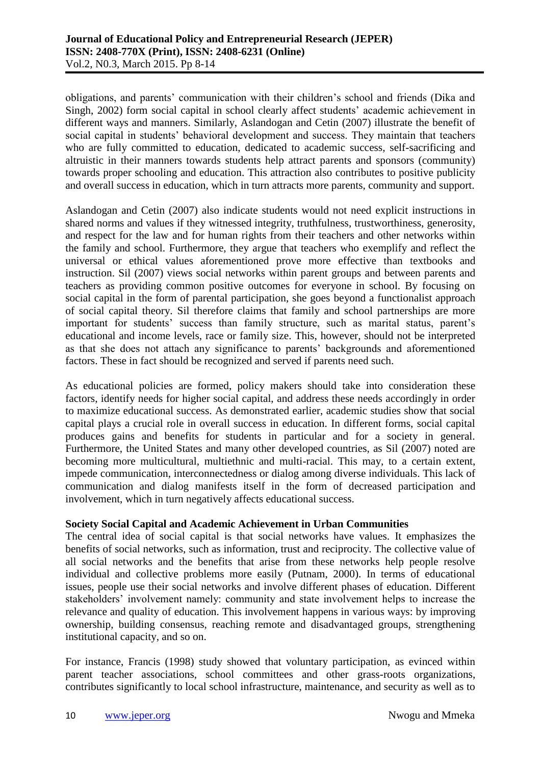obligations, and parents' communication with their children's school and friends (Dika and Singh, 2002) form social capital in school clearly affect students' academic achievement in different ways and manners. Similarly, Aslandogan and Cetin (2007) illustrate the benefit of social capital in students' behavioral development and success. They maintain that teachers who are fully committed to education, dedicated to academic success, self-sacrificing and altruistic in their manners towards students help attract parents and sponsors (community) towards proper schooling and education. This attraction also contributes to positive publicity and overall success in education, which in turn attracts more parents, community and support.

Aslandogan and Cetin (2007) also indicate students would not need explicit instructions in shared norms and values if they witnessed integrity, truthfulness, trustworthiness, generosity, and respect for the law and for human rights from their teachers and other networks within the family and school. Furthermore, they argue that teachers who exemplify and reflect the universal or ethical values aforementioned prove more effective than textbooks and instruction. Sil (2007) views social networks within parent groups and between parents and teachers as providing common positive outcomes for everyone in school. By focusing on social capital in the form of parental participation, she goes beyond a functionalist approach of social capital theory. Sil therefore claims that family and school partnerships are more important for students' success than family structure, such as marital status, parent's educational and income levels, race or family size. This, however, should not be interpreted as that she does not attach any significance to parents' backgrounds and aforementioned factors. These in fact should be recognized and served if parents need such.

As educational policies are formed, policy makers should take into consideration these factors, identify needs for higher social capital, and address these needs accordingly in order to maximize educational success. As demonstrated earlier, academic studies show that social capital plays a crucial role in overall success in education. In different forms, social capital produces gains and benefits for students in particular and for a society in general. Furthermore, the United States and many other developed countries, as Sil (2007) noted are becoming more multicultural, multiethnic and multi-racial. This may, to a certain extent, impede communication, interconnectedness or dialog among diverse individuals. This lack of communication and dialog manifests itself in the form of decreased participation and involvement, which in turn negatively affects educational success.

**Society Social Capital and Academic Achievement in Urban Communities**

The central idea of social capital is that social networks have values. It emphasizes the benefits of social networks, such as information, trust and reciprocity. The collective value of all social networks and the benefits that arise from these networks help people resolve individual and collective problems more easily (Putnam, 2000). In terms of educational issues, people use their social networks and involve different phases of education. Different stakeholders' involvement namely: community and state involvement helps to increase the relevance and quality of education. This involvement happens in various ways: by improving ownership, building consensus, reaching remote and disadvantaged groups, strengthening institutional capacity, and so on.

For instance, Francis (1998) study showed that voluntary participation, as evinced within parent teacher associations, school committees and other grass-roots organizations, contributes significantly to local school infrastructure, maintenance, and security as well as to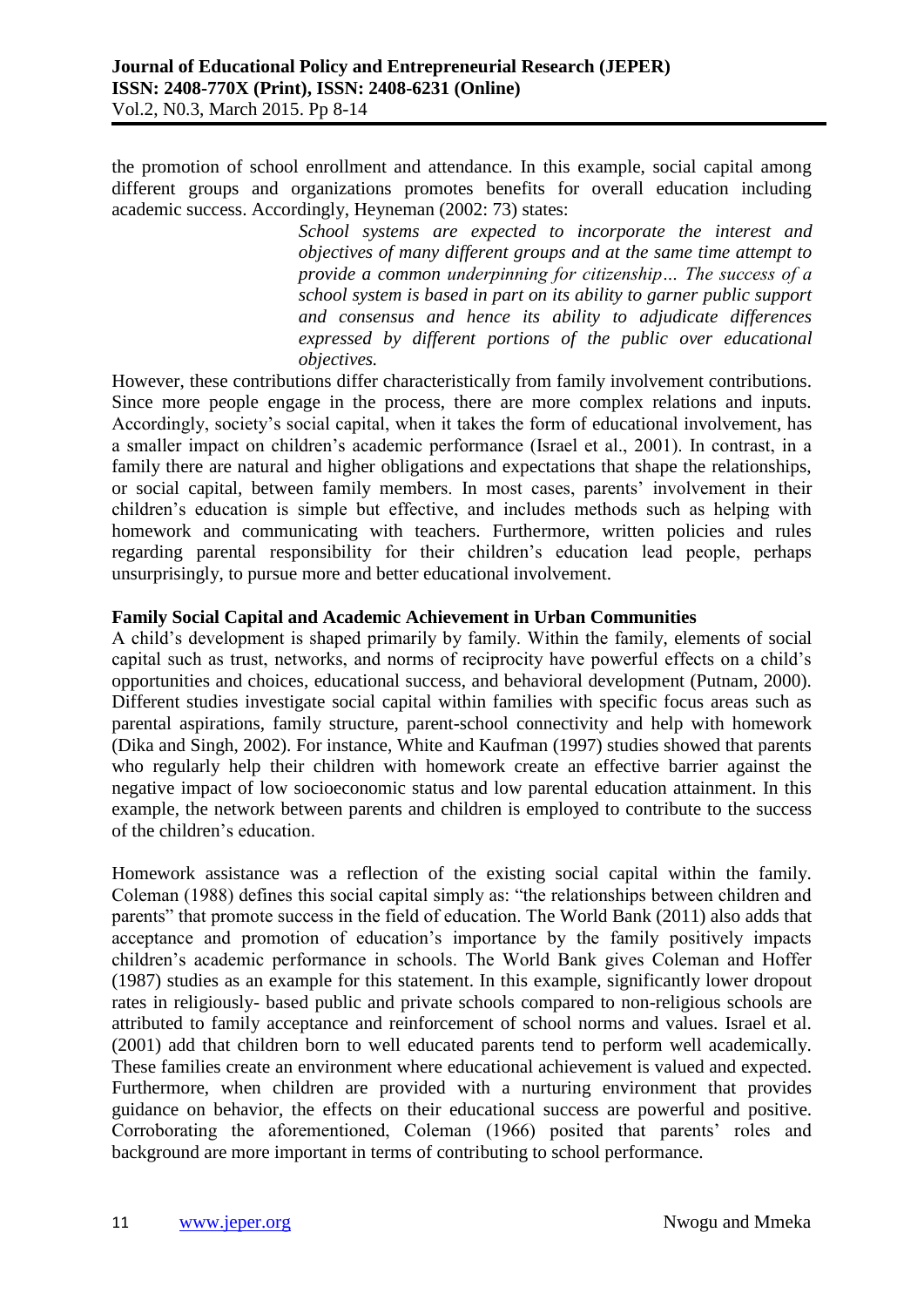the promotion of school enrollment and attendance. In this example, social capital among different groups and organizations promotes benefits for overall education including academic success. Accordingly, Heyneman (2002: 73) states:

> *School systems are expected to incorporate the interest and objectives of many different groups and at the same time attempt to provide a common underpinning for citizenship… The success of a school system is based in part on its ability to garner public support and consensus and hence its ability to adjudicate differences expressed by different portions of the public over educational objectives.*

However, these contributions differ characteristically from family involvement contributions. Since more people engage in the process, there are more complex relations and inputs. Accordingly, society's social capital, when it takes the form of educational involvement, has a smaller impact on children's academic performance (Israel et al., 2001). In contrast, in a family there are natural and higher obligations and expectations that shape the relationships, or social capital, between family members. In most cases, parents' involvement in their children's education is simple but effective, and includes methods such as helping with homework and communicating with teachers. Furthermore, written policies and rules regarding parental responsibility for their children's education lead people, perhaps unsurprisingly, to pursue more and better educational involvement.

**Family Social Capital and Academic Achievement in Urban Communities**

A child's development is shaped primarily by family. Within the family, elements of social capital such as trust, networks, and norms of reciprocity have powerful effects on a child's opportunities and choices, educational success, and behavioral development (Putnam, 2000). Different studies investigate social capital within families with specific focus areas such as parental aspirations, family structure, parent-school connectivity and help with homework (Dika and Singh, 2002). For instance, White and Kaufman (1997) studies showed that parents who regularly help their children with homework create an effective barrier against the negative impact of low socioeconomic status and low parental education attainment. In this example, the network between parents and children is employed to contribute to the success of the children's education.

Homework assistance was a reflection of the existing social capital within the family. Coleman (1988) defines this social capital simply as: "the relationships between children and parents" that promote success in the field of education. The World Bank (2011) also adds that acceptance and promotion of education's importance by the family positively impacts children's academic performance in schools. The World Bank gives Coleman and Hoffer (1987) studies as an example for this statement. In this example, significantly lower dropout rates in religiously- based public and private schools compared to non-religious schools are attributed to family acceptance and reinforcement of school norms and values. Israel et al. (2001) add that children born to well educated parents tend to perform well academically. These families create an environment where educational achievement is valued and expected. Furthermore, when children are provided with a nurturing environment that provides guidance on behavior, the effects on their educational success are powerful and positive. Corroborating the aforementioned, Coleman (1966) posited that parents' roles and background are more important in terms of contributing to school performance.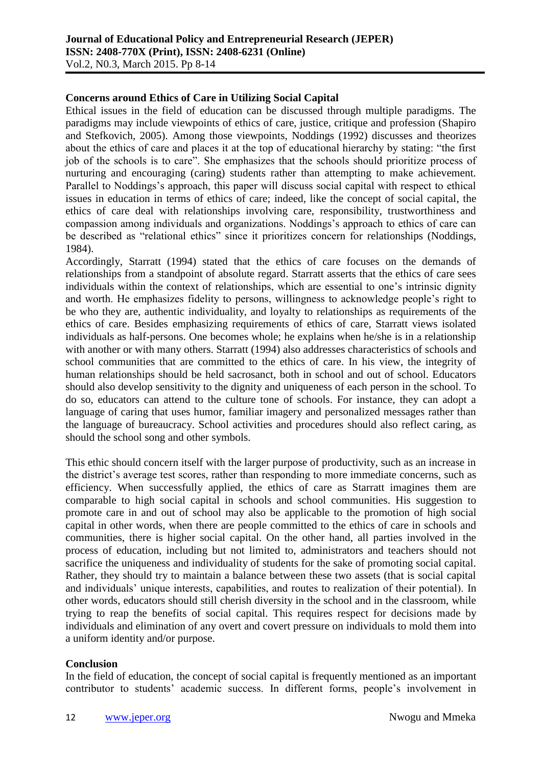### Concerns around Ethics of Care in Utilizing Social Capital

Ethical issues in the field of education can be discussed through multiple paradigms. The paradigms may include viewpoints of ethics of care, justice, critique and profession (Shapiro and Stefkovich, 2005). Among those viewpoints, Noddings (1992) discusses and theorizes about the ethics of care and places it at the top of educational hierarchy by stating: "the first job of the schools is to care". She emphasizes that the schools should prioritize process of nurturing and encouraging (caring) students rather than attempting to make achievement. Parallel to Noddings's approach, this paper will discuss social capital with respect to ethical issues in education in terms of ethics of care; indeed, like the concept of social capital, the ethics of care deal with relationships involving care, responsibility, trustworthiness and compassion among individuals and organizations. Noddings's approach to ethics of care can be described as "relational ethics" since it prioritizes concern for relationships (Noddings, 1984).

Accordingly, Starratt (1994) stated that the ethics of care focuses on the demands of relationships from a standpoint of absolute regard. Starratt asserts that the ethics of care sees individuals within the context of relationships, which are essential to one's intrinsic dignity and worth. He emphasizes fidelity to persons, willingness to acknowledge people's right to be who they are, authentic individuality, and loyalty to relationships as requirements of the ethics of care. Besides emphasizing requirements of ethics of care, Starratt views isolated individuals as half-persons. One becomes whole; he explains when he/she is in a relationship with another or with many others. Starratt (1994) also addresses characteristics of schools and school communities that are committed to the ethics of care. In his view, the integrity of human relationships should be held sacrosanct, both in school and out of school. Educators should also develop sensitivity to the dignity and uniqueness of each person in the school. To do so, educators can attend to the culture tone of schools. For instance, they can adopt a language of caring that uses humor, familiar imagery and personalized messages rather than the language of bureaucracy. School activities and procedures should also reflect caring, as should the school song and other symbols.

This ethic should concern itself with the larger purpose of productivity, such as an increase in the district's average test scores, rather than responding to more immediate concerns, such as efficiency. When successfully applied, the ethics of care as Starratt imagines them are comparable to high social capital in schools and school communities. His suggestion to promote care in and out of school may also be applicable to the promotion of high social capital in other words, when there are people committed to the ethics of care in schools and communities, there is higher social capital. On the other hand, all parties involved in the process of education, including but not limited to, administrators and teachers should not sacrifice the uniqueness and individuality of students for the sake of promoting social capital. Rather, they should try to maintain a balance between these two assets (that is social capital and individuals' unique interests, capabilities, and routes to realization of their potential). In other words, educators should still cherish diversity in the school and in the classroom, while trying to reap the benefits of social capital. This requires respect for decisions made by individuals and elimination of any overt and covert pressure on individuals to mold them into a uniform identity and/or purpose.

### Conclusion

In the field of education, the concept of social capital is frequently mentioned as an important contributor to students' academic success. In different forms, people's involvement in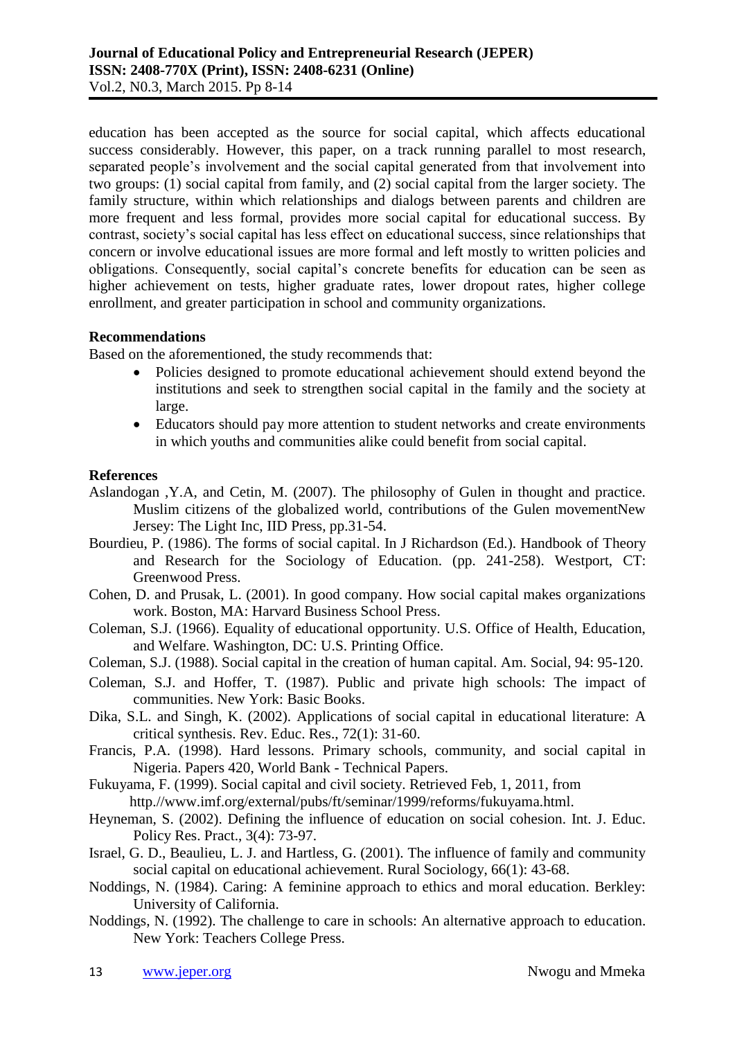education has been accepted as the source for social capital, which affects educational success considerably. However, this paper, on a track running parallel to most research, separated people's involvement and the social capital generated from that involvement into two groups: (1) social capital from family, and (2) social capital from the larger society. The family structure, within which relationships and dialogs between parents and children are more frequent and less formal, provides more social capital for educational success. By contrast, society's social capital has less effect on educational success, since relationships that concern or involve educational issues are more formal and left mostly to written policies and obligations. Consequently, social capital's concrete benefits for education can be seen as higher achievement on tests, higher graduate rates, lower dropout rates, higher college enrollment, and greater participation in school and community organizations.

**Recommendations**

Based on the aforementioned, the study recommends that:

- Policies designed to promote educational achievement should extend beyond the institutions and seek to strengthen social capital in the family and the society at large.
- Educators should pay more attention to student networks and create environments in which youths and communities alike could benefit from social capital.

**References**

Aslandogan ,Y.A, and Cetin, M. (2007). The philosophy of Gulen in thought and practice. Muslim citizens of the globalized world, contributions of the Gulen movementNew Jersey: The Light Inc, IID Press, pp.31-54.

Bourdieu, P. (1986). The forms of social capital. In J Richardson (Ed.). Handbook of Theory and Research for the Sociology of Education. (pp. 241-258). Westport, CT: Greenwood Press.

Cohen, D. and Prusak, L. (2001). In good company. How social capital makes organizations work. Boston, MA: Harvard Business School Press.

Coleman, S.J. (1966). Equality of educational opportunity. U.S. Office of Health, Education, and Welfare. Washington, DC: U.S. Printing Office.

Coleman, S.J. (1988). Social capital in the creation of human capital. Am. Social, 94: 95-120.

Coleman, S.J. and Hoffer, T. (1987). Public and private high schools: The impact of communities. New York: Basic Books.

Dika, S.L. and Singh, K. (2002). Applications of social capital in educational literature: A critical synthesis. Rev. Educ. Res., 72(1): 31-60.

Francis, P.A. (1998). Hard lessons. Primary schools, community, and social capital in Nigeria. Papers 420, World Bank - Technical Papers.

Fukuyama, F. (1999). Social capital and civil society. Retrieved Feb, 1, 2011, from http.//www.imf.org/external/pubs/ft/seminar/1999/reforms/fukuyama.html.

Heyneman, S. (2002). Defining the influence of education on social cohesion. Int. J. Educ. Policy Res. Pract., 3(4): 73-97.

Israel, G. D., Beaulieu, L. J. and Hartless, G. (2001). The influence of family and community social capital on educational achievement. Rural Sociology, 66(1): 43-68.

Noddings, N. (1984). Caring: A feminine approach to ethics and moral education. Berkley: University of California.

Noddings, N. (1992). The challenge to care in schools: An alternative approach to education. New York: Teachers College Press.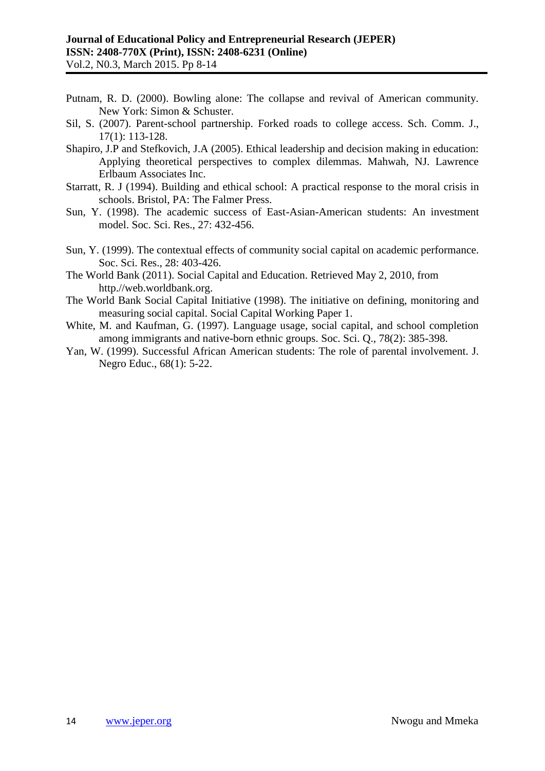Putnam, R. D. (2000). Bowling alone: The collapse and revival of American community. New York: Simon & Schuster.

Sil, S. (2007). Parent-school partnership. Forked roads to college access. Sch. Comm. J., 17(1): 113-128.

Shapiro, J.P and Stefkovich, J.A (2005). Ethical leadership and decision making in education: Applying theoretical perspectives to complex dilemmas. Mahwah, NJ. Lawrence Erlbaum Associates Inc.

Starratt, R. J (1994). Building and ethical school: A practical response to the moral crisis in schools. Bristol, PA: The Falmer Press.

Sun, Y. (1998). The academic success of East-Asian-American students: An investment model. Soc. Sci. Res., 27: 432-456.

Sun, Y. (1999). The contextual effects of community social capital on academic performance. Soc. Sci. Res., 28: 403-426.

The World Bank (2011). Social Capital and Education. Retrieved May 2, 2010, from http.//web.worldbank.org.

The World Bank Social Capital Initiative (1998). The initiative on defining, monitoring and measuring social capital. Social Capital Working Paper 1.

White, M. and Kaufman, G. (1997). Language usage, social capital, and school completion among immigrants and native-born ethnic groups. Soc. Sci. Q., 78(2): 385-398.

Yan, W. (1999). Successful African American students: The role of parental involvement. J. Negro Educ., 68(1): 5-22.